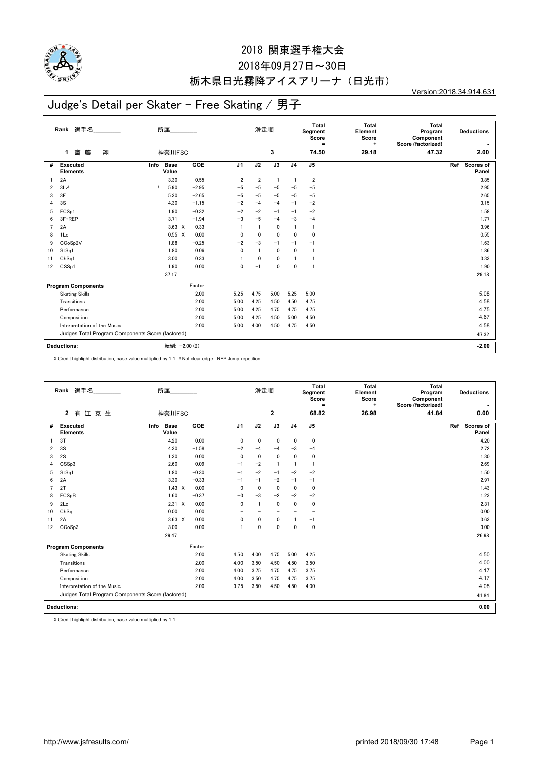# 2018 関東選手権大会

## 2018年09月27日～30日

## 栃木県日光霧降アイスアリーナ（日光市）

Version:2018.34.914.631

# Judge's Detail per Skater - Free Skating / 男子

| Rank | 選手名 | 所属 | 滑走順 | Total Segment Score = | Total Element Score + | Total Program Component Score (factorized) | Deductions - |
|---|---|---|---|---|---|---|---|
| 1 | 齋 藤 翔 | 神奈川FSC | 3 | 74.50 | 29.18 | 47.32 | 2.00 |

| # | Executed Elements | Info | Base Value | GOE | J1 | J2 | J3 | J4 | J5 | Ref | Scores of Panel |
|---|---|---|---|---|---|---|---|---|---|---|---|
| 1 | 2A | | 3.30 | 0.55 | 2 | 2 | 1 | 1 | 2 | | 3.85 |
| 2 | 3Lz! | ! | 5.90 | −2.95 | −5 | −5 | −5 | −5 | −5 | | 2.95 |
| 3 | 3F | | 5.30 | −2.65 | −5 | −5 | −5 | −5 | −5 | | 2.65 |
| 4 | 3S | | 4.30 | −1.15 | −2 | −4 | −4 | −1 | −2 | | 3.15 |
| 5 | FCSp1 | | 1.90 | −0.32 | −2 | −2 | −1 | −1 | −2 | | 1.58 |
| 6 | 3F+REP | | 3.71 | −1.94 | −3 | −5 | −4 | −3 | −4 | | 1.77 |
| 7 | 2A | | 3.63 X | 0.33 | 1 | 1 | 0 | 1 | 1 | | 3.96 |
| 8 | 1Lo | | 0.55 X | 0.00 | 0 | 0 | 0 | 0 | 0 | | 0.55 |
| 9 | CCoSp2V | | 1.88 | −0.25 | −2 | −3 | −1 | −1 | −1 | | 1.63 |
| 10 | StSq1 | | 1.80 | 0.06 | 0 | 1 | 0 | 0 | 1 | | 1.86 |
| 11 | ChSq1 | | 3.00 | 0.33 | 1 | 0 | 0 | 1 | 1 | | 3.33 |
| 12 | CSSp1 | | 1.90 | 0.00 | 0 | −1 | 0 | 0 | 1 | | 1.90 |
| | | | 37.17 | | | | | | | | 29.18 |

| Program Components | Factor | J1 | J2 | J3 | J4 | J5 | Scores of Panel |
|---|---|---|---|---|---|---|---|
| Skating Skills | 2.00 | 5.25 | 4.75 | 5.00 | 5.25 | 5.00 | 5.08 |
| Transitions | 2.00 | 5.00 | 4.25 | 4.50 | 4.50 | 4.75 | 4.58 |
| Performance | 2.00 | 5.00 | 4.25 | 4.75 | 4.75 | 4.75 | 4.75 |
| Composition | 2.00 | 5.00 | 4.25 | 4.50 | 5.00 | 4.50 | 4.67 |
| Interpretation of the Music | 2.00 | 5.00 | 4.00 | 4.50 | 4.75 | 4.50 | 4.58 |
| Judges Total Program Components Score (factored) | | | | | | | 47.32 |

| Deductions: | 転倒: −2.00 (2) | −2.00 |
|---|---|---|

X Credit highlight distribution, base value multiplied by 1.1 ! Not clear edge REP Jump repetition

| Rank | 選手名 | 所属 | 滑走順 | Total Segment Score = | Total Element Score + | Total Program Component Score (factorized) | Deductions - |
|---|---|---|---|---|---|---|---|
| 2 | 有 江 克 生 | 神奈川FSC | 2 | 68.82 | 26.98 | 41.84 | 0.00 |

| # | Executed Elements | Info | Base Value | GOE | J1 | J2 | J3 | J4 | J5 | Ref | Scores of Panel |
|---|---|---|---|---|---|---|---|---|---|---|---|
| 1 | 3T | | 4.20 | 0.00 | 0 | 0 | 0 | 0 | 0 | | 4.20 |
| 2 | 3S | | 4.30 | −1.58 | −2 | −4 | −4 | −3 | −4 | | 2.72 |
| 3 | 2S | | 1.30 | 0.00 | 0 | 0 | 0 | 0 | 0 | | 1.30 |
| 4 | CSSp3 | | 2.60 | 0.09 | −1 | −2 | 1 | 1 | 1 | | 2.69 |
| 5 | StSq1 | | 1.80 | −0.30 | −1 | −2 | −1 | −2 | −2 | | 1.50 |
| 6 | 2A | | 3.30 | −0.33 | −1 | −1 | −2 | −1 | −1 | | 2.97 |
| 7 | 2T | | 1.43 X | 0.00 | 0 | 0 | 0 | 0 | 0 | | 1.43 |
| 8 | FCSpB | | 1.60 | −0.37 | −3 | −3 | −2 | −2 | −2 | | 1.23 |
| 9 | 2Lz | | 2.31 X | 0.00 | 0 | 1 | 0 | 0 | 0 | | 2.31 |
| 10 | ChSq | | 0.00 | 0.00 | − | − | − | − | − | | 0.00 |
| 11 | 2A | | 3.63 X | 0.00 | 0 | 0 | 0 | 1 | −1 | | 3.63 |
| 12 | CCoSp3 | | 3.00 | 0.00 | 1 | 0 | 0 | 0 | 0 | | 3.00 |
| | | | 29.47 | | | | | | | | 26.98 |

| Program Components | Factor | J1 | J2 | J3 | J4 | J5 | Scores of Panel |
|---|---|---|---|---|---|---|---|
| Skating Skills | 2.00 | 4.50 | 4.00 | 4.75 | 5.00 | 4.25 | 4.50 |
| Transitions | 2.00 | 4.00 | 3.50 | 4.50 | 4.50 | 3.50 | 4.00 |
| Performance | 2.00 | 4.00 | 3.75 | 4.75 | 4.75 | 3.75 | 4.17 |
| Composition | 2.00 | 4.00 | 3.50 | 4.75 | 4.75 | 3.75 | 4.17 |
| Interpretation of the Music | 2.00 | 3.75 | 3.50 | 4.50 | 4.50 | 4.00 | 4.08 |
| Judges Total Program Components Score (factored) | | | | | | | 41.84 |

| Deductions: | 0.00 |
|---|---|

X Credit highlight distribution, base value multiplied by 1.1

http://www.jsfresults.com/ printed 2018/09/30 17:48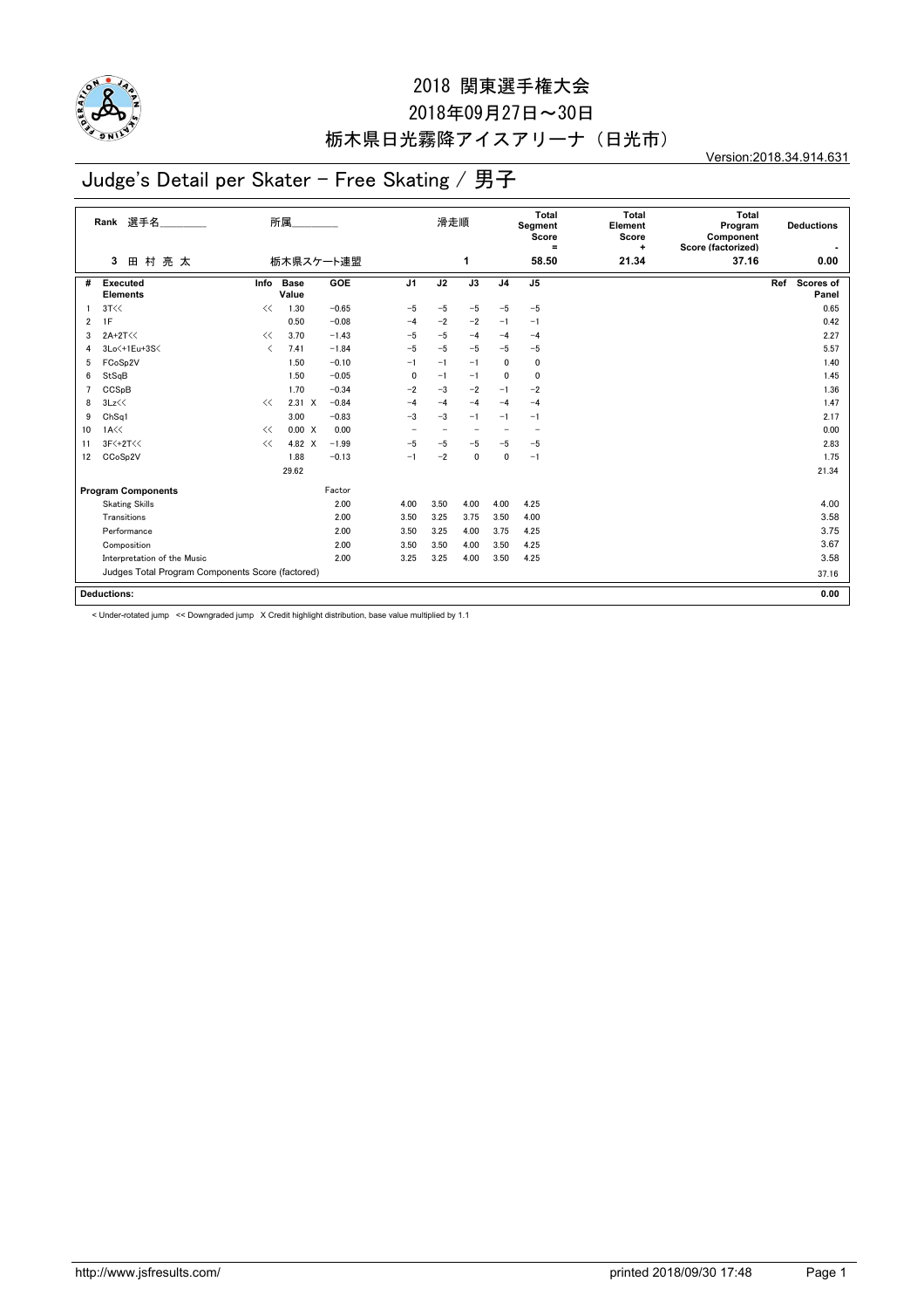# 2018 関東選手権大会

2018年09月27日～30日

栃木県日光霧降アイスアリーナ（日光市）

Version:2018.34.914.631

## Judge's Detail per Skater - Free Skating / 男子

| Rank | 選手名 | 所属 | 滑走順 | Total Segment Score = | Total Element Score + | Total Program Component Score (factorized) | Deductions - |
|---|---|---|---|---|---|---|---|
| 3 | 田 村 亮 太 | 栃木県スケート連盟 | 1 | 58.50 | 21.34 | 37.16 | 0.00 |

| # | Executed Elements | Info | Base Value | | GOE | J1 | J2 | J3 | J4 | J5 | Ref | Scores of Panel |
|---|---|---|---|---|---|---|---|---|---|---|---|---|
| 1 | 3T<< | << | 1.30 | | −0.65 | −5 | −5 | −5 | −5 | −5 | | 0.65 |
| 2 | 1F | | 0.50 | | −0.08 | −4 | −2 | −2 | −1 | −1 | | 0.42 |
| 3 | 2A+2T<< | << | 3.70 | | −1.43 | −5 | −5 | −4 | −4 | −4 | | 2.27 |
| 4 | 3Lo<+1Eu+3S< | < | 7.41 | | −1.84 | −5 | −5 | −5 | −5 | −5 | | 5.57 |
| 5 | FCoSp2V | | 1.50 | | −0.10 | −1 | −1 | −1 | 0 | 0 | | 1.40 |
| 6 | StSqB | | 1.50 | | −0.05 | 0 | −1 | −1 | 0 | 0 | | 1.45 |
| 7 | CCSpB | | 1.70 | | −0.34 | −2 | −3 | −2 | −1 | −2 | | 1.36 |
| 8 | 3Lz<< | << | 2.31 | X | −0.84 | −4 | −4 | −4 | −4 | −4 | | 1.47 |
| 9 | ChSq1 | | 3.00 | | −0.83 | −3 | −3 | −1 | −1 | −1 | | 2.17 |
| 10 | 1A<< | << | 0.00 | X | 0.00 | − | − | − | − | − | | 0.00 |
| 11 | 3F<+2T<< | << | 4.82 | X | −1.99 | −5 | −5 | −5 | −5 | −5 | | 2.83 |
| 12 | CCoSp2V | | 1.88 | | −0.13 | −1 | −2 | 0 | 0 | −1 | | 1.75 |
| | | | 29.62 | | | | | | | | | 21.34 |

| Program Components | Factor | J1 | J2 | J3 | J4 | J5 | Scores of Panel |
|---|---|---|---|---|---|---|---|
| Skating Skills | 2.00 | 4.00 | 3.50 | 4.00 | 4.00 | 4.25 | 4.00 |
| Transitions | 2.00 | 3.50 | 3.25 | 3.75 | 3.50 | 4.00 | 3.58 |
| Performance | 2.00 | 3.50 | 3.25 | 4.00 | 3.75 | 4.25 | 3.75 |
| Composition | 2.00 | 3.50 | 3.50 | 4.00 | 3.50 | 4.25 | 3.67 |
| Interpretation of the Music | 2.00 | 3.25 | 3.25 | 4.00 | 3.50 | 4.25 | 3.58 |
| Judges Total Program Components Score (factored) | | | | | | | 37.16 |

**Deductions:** 0.00

< Under-rotated jump << Downgraded jump X Credit highlight distribution, base value multiplied by 1.1

http://www.jsfresults.com/ printed 2018/09/30 17:48